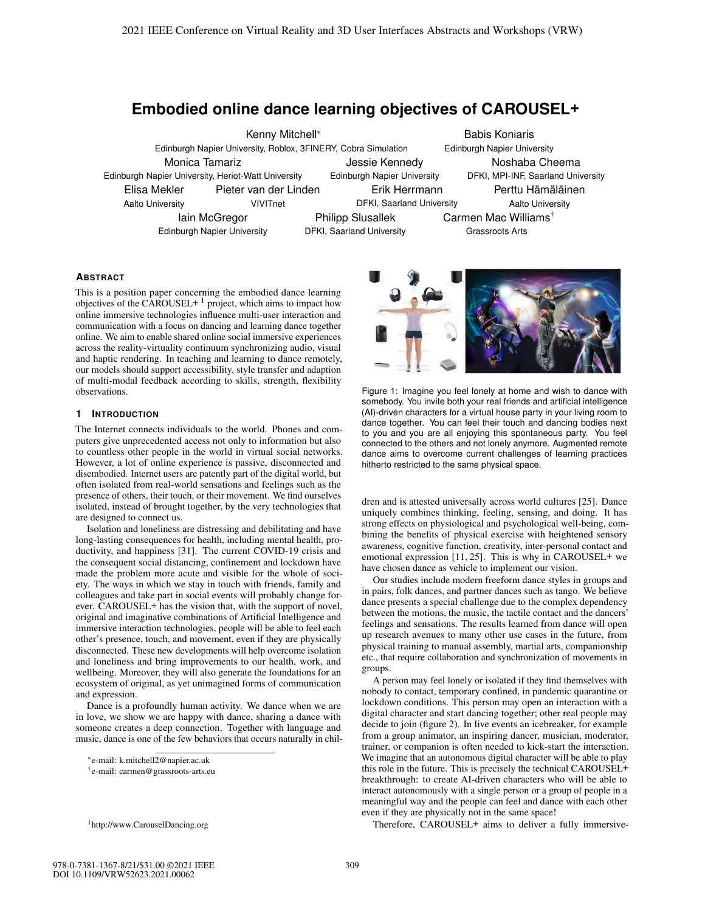# Embodied online dance learning objectives of CAROUSEL+

Kenny Mitchell* — Edinburgh Napier University, Roblox, 3FINERY, Cobra Simulation
Babis Koniaris — Edinburgh Napier University
Monica Tamariz — Edinburgh Napier University, Heriot-Watt University
Jessie Kennedy — Edinburgh Napier University
Noshaba Cheema — DFKI, MPI-INF, Saarland University
Elisa Mekler — Aalto University
Pieter van der Linden — VIVITnet
Erik Herrmann — DFKI, Saarland University
Perttu Hämäläinen — Aalto University
Iain McGregor — Edinburgh Napier University
Philipp Slusallek — DFKI, Saarland University
Carmen Mac Williams† — Grassroots Arts

## Abstract

This is a position paper concerning the embodied dance learning objectives of the CAROUSEL+ [1] project, which aims to impact how online immersive technologies influence multi-user interaction and communication with a focus on dancing and learning dance together online. We aim to enable shared online social immersive experiences across the reality-virtuality continuum synchronizing audio, visual and haptic rendering. In teaching and learning to dance remotely, our models should support accessibility, style transfer and adaption of multi-modal feedback according to skills, strength, flexibility observations.

## 1 Introduction

The Internet connects individuals to the world. Phones and computers give unprecedented access not only to information but also to countless other people in the world in virtual social networks. However, a lot of online experience is passive, disconnected and disembodied. Internet users are patently part of the digital world, but often isolated from real-world sensations and feelings such as the presence of others, their touch, or their movement. We find ourselves isolated, instead of brought together, by the very technologies that are designed to connect us.

Isolation and loneliness are distressing and debilitating and have long-lasting consequences for health, including mental health, productivity, and happiness [31]. The current COVID-19 crisis and the consequent social distancing, confinement and lockdown have made the problem more acute and visible for the whole of society. The ways in which we stay in touch with friends, family and colleagues and take part in social events will probably change forever. CAROUSEL+ has the vision that, with the support of novel, original and imaginative combinations of Artificial Intelligence and immersive interaction technologies, people will be able to feel each other's presence, touch, and movement, even if they are physically disconnected. These new developments will help overcome isolation and loneliness and bring improvements to our health, work, and wellbeing. Moreover, they will also generate the foundations for an ecosystem of original, as yet unimagined forms of communication and expression.

Dance is a profoundly human activity. We dance when we are in love, we show we are happy with dance, sharing a dance with someone creates a deep connection. Together with language and music, dance is one of the few behaviors that occurs naturally in children and is attested universally across world cultures [25]. Dance uniquely combines thinking, feeling, sensing, and doing. It has strong effects on physiological and psychological well-being, combining the benefits of physical exercise with heightened sensory awareness, cognitive function, creativity, inter-personal contact and emotional expression [11, 25]. This is why in CAROUSEL+ we have chosen dance as vehicle to implement our vision.

Figure 1: Imagine you feel lonely at home and wish to dance with somebody. You invite both your real friends and artificial intelligence (AI)-driven characters for a virtual house party in your living room to dance together. You can feel their touch and dancing bodies next to you and you are all enjoying this spontaneous party. You feel connected to the others and not lonely anymore. Augmented remote dance aims to overcome current challenges of learning practices hitherto restricted to the same physical space.

Our studies include modern freeform dance styles in groups and in pairs, folk dances, and partner dances such as tango. We believe dance presents a special challenge due to the complex dependency between the motions, the music, the tactile contact and the dancers' feelings and sensations. The results learned from dance will open up research avenues to many other use cases in the future, from physical training to manual assembly, martial arts, companionship etc., that require collaboration and synchronization of movements in groups.

A person may feel lonely or isolated if they find themselves with nobody to contact, temporary confined, in pandemic quarantine or lockdown conditions. This person may open an interaction with a digital character and start dancing together; other real people may decide to join (figure 2). In live events an icebreaker, for example from a group animator, an inspiring dancer, musician, moderator, trainer, or companion is often needed to kick-start the interaction. We imagine that an autonomous digital character will be able to play this role in the future. This is precisely the technical CAROUSEL+ breakthrough: to create AI-driven characters who will be able to interact autonomously with a single person or a group of people in a meaningful way and the people can feel and dance with each other even if they are physically not in the same space!

Therefore, CAROUSEL+ aims to deliver a fully immersive-

*e-mail: k.mitchell2@napier.ac.uk

†e-mail: carmen@grassroots-arts.eu

[1] http://www.CarouselDancing.org

978-0-7381-1367-8/21/$31.00 ©2021 IEEE
DOI 10.1109/VRW52623.2021.00062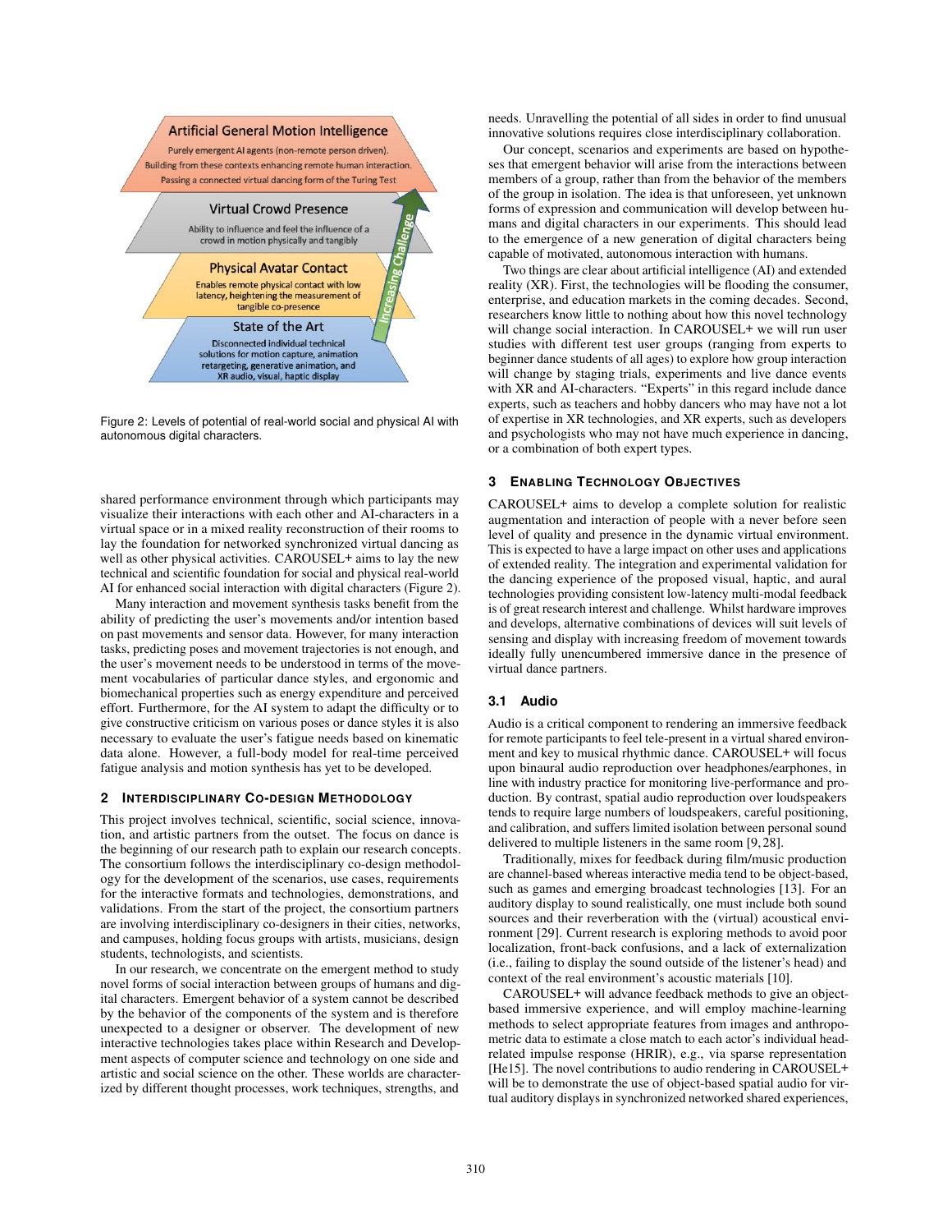Figure 2: Levels of potential of real-world social and physical AI with autonomous digital characters.

shared performance environment through which participants may visualize their interactions with each other and AI-characters in a virtual space or in a mixed reality reconstruction of their rooms to lay the foundation for networked synchronized virtual dancing as well as other physical activities. CAROUSEL+ aims to lay the new technical and scientific foundation for social and physical real-world AI for enhanced social interaction with digital characters (Figure 2).

Many interaction and movement synthesis tasks benefit from the ability of predicting the user's movements and/or intention based on past movements and sensor data. However, for many interaction tasks, predicting poses and movement trajectories is not enough, and the user's movement needs to be understood in terms of the movement vocabularies of particular dance styles, and ergonomic and biomechanical properties such as energy expenditure and perceived effort. Furthermore, for the AI system to adapt the difficulty or to give constructive criticism on various poses or dance styles it is also necessary to evaluate the user's fatigue needs based on kinematic data alone. However, a full-body model for real-time perceived fatigue analysis and motion synthesis has yet to be developed.

## 2 Interdisciplinary Co-design Methodology

This project involves technical, scientific, social science, innovation, and artistic partners from the outset. The focus on dance is the beginning of our research path to explain our research concepts. The consortium follows the interdisciplinary co-design methodology for the development of the scenarios, use cases, requirements for the interactive formats and technologies, demonstrations, and validations. From the start of the project, the consortium partners are involving interdisciplinary co-designers in their cities, networks, and campuses, holding focus groups with artists, musicians, design students, technologists, and scientists.

In our research, we concentrate on the emergent method to study novel forms of social interaction between groups of humans and digital characters. Emergent behavior of a system cannot be described by the behavior of the components of the system and is therefore unexpected to a designer or observer. The development of new interactive technologies takes place within Research and Development aspects of computer science and technology on one side and artistic and social science on the other. These worlds are characterized by different thought processes, work techniques, strengths, and needs. Unravelling the potential of all sides in order to find unusual innovative solutions requires close interdisciplinary collaboration.

Our concept, scenarios and experiments are based on hypotheses that emergent behavior will arise from the interactions between members of a group, rather than from the behavior of the members of the group in isolation. The idea is that unforeseen, yet unknown forms of expression and communication will develop between humans and digital characters in our experiments. This should lead to the emergence of a new generation of digital characters being capable of motivated, autonomous interaction with humans.

Two things are clear about artificial intelligence (AI) and extended reality (XR). First, the technologies will be flooding the consumer, enterprise, and education markets in the coming decades. Second, researchers know little to nothing about how this novel technology will change social interaction. In CAROUSEL+ we will run user studies with different test user groups (ranging from experts to beginner dance students of all ages) to explore how group interaction will change by staging trials, experiments and live dance events with XR and AI-characters. "Experts" in this regard include dance experts, such as teachers and hobby dancers who may have not a lot of expertise in XR technologies, and XR experts, such as developers and psychologists who may not have much experience in dancing, or a combination of both expert types.

## 3 Enabling Technology Objectives

CAROUSEL+ aims to develop a complete solution for realistic augmentation and interaction of people with a never before seen level of quality and presence in the dynamic virtual environment. This is expected to have a large impact on other uses and applications of extended reality. The integration and experimental validation for the dancing experience of the proposed visual, haptic, and aural technologies providing consistent low-latency multi-modal feedback is of great research interest and challenge. Whilst hardware improves and develops, alternative combinations of devices will suit levels of sensing and display with increasing freedom of movement towards ideally fully unencumbered immersive dance in the presence of virtual dance partners.

### 3.1 Audio

Audio is a critical component to rendering an immersive feedback for remote participants to feel tele-present in a virtual shared environment and key to musical rhythmic dance. CAROUSEL+ will focus upon binaural audio reproduction over headphones/earphones, in line with industry practice for monitoring live-performance and production. By contrast, spatial audio reproduction over loudspeakers tends to require large numbers of loudspeakers, careful positioning, and calibration, and suffers limited isolation between personal sound delivered to multiple listeners in the same room [9, 28].

Traditionally, mixes for feedback during film/music production are channel-based whereas interactive media tend to be object-based, such as games and emerging broadcast technologies [13]. For an auditory display to sound realistically, one must include both sound sources and their reverberation with the (virtual) acoustical environment [29]. Current research is exploring methods to avoid poor localization, front-back confusions, and a lack of externalization (i.e., failing to display the sound outside of the listener's head) and context of the real environment's acoustic materials [10].

CAROUSEL+ will advance feedback methods to give an object-based immersive experience, and will employ machine-learning methods to select appropriate features from images and anthropometric data to estimate a close match to each actor's individual head-related impulse response (HRIR), e.g., via sparse representation [He15]. The novel contributions to audio rendering in CAROUSEL+ will be to demonstrate the use of object-based spatial audio for virtual auditory displays in synchronized networked shared experiences,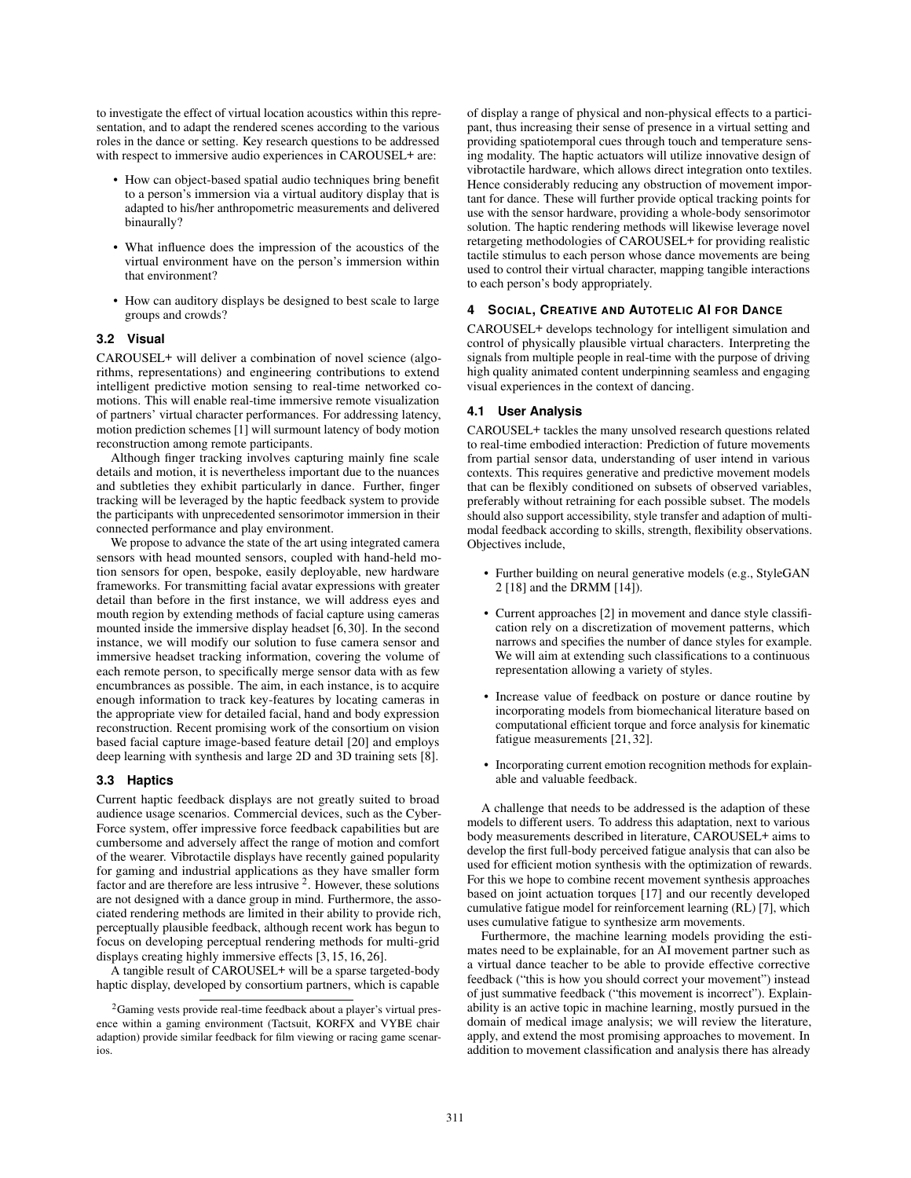to investigate the effect of virtual location acoustics within this representation, and to adapt the rendered scenes according to the various roles in the dance or setting. Key research questions to be addressed with respect to immersive audio experiences in CAROUSEL+ are:

- How can object-based spatial audio techniques bring benefit to a person's immersion via a virtual auditory display that is adapted to his/her anthropometric measurements and delivered binaurally?
- What influence does the impression of the acoustics of the virtual environment have on the person's immersion within that environment?
- How can auditory displays be designed to best scale to large groups and crowds?

### 3.2 Visual

CAROUSEL+ will deliver a combination of novel science (algorithms, representations) and engineering contributions to extend intelligent predictive motion sensing to real-time networked comotions. This will enable real-time immersive remote visualization of partners' virtual character performances. For addressing latency, motion prediction schemes [1] will surmount latency of body motion reconstruction among remote participants.

Although finger tracking involves capturing mainly fine scale details and motion, it is nevertheless important due to the nuances and subtleties they exhibit particularly in dance. Further, finger tracking will be leveraged by the haptic feedback system to provide the participants with unprecedented sensorimotor immersion in their connected performance and play environment.

We propose to advance the state of the art using integrated camera sensors with head mounted sensors, coupled with hand-held motion sensors for open, bespoke, easily deployable, new hardware frameworks. For transmitting facial avatar expressions with greater detail than before in the first instance, we will address eyes and mouth region by extending methods of facial capture using cameras mounted inside the immersive display headset [6, 30]. In the second instance, we will modify our solution to fuse camera sensor and immersive headset tracking information, covering the volume of each remote person, to specifically merge sensor data with as few encumbrances as possible. The aim, in each instance, is to acquire enough information to track key-features by locating cameras in the appropriate view for detailed facial, hand and body expression reconstruction. Recent promising work of the consortium on vision based facial capture image-based feature detail [20] and employs deep learning with synthesis and large 2D and 3D training sets [8].

### 3.3 Haptics

Current haptic feedback displays are not greatly suited to broad audience usage scenarios. Commercial devices, such as the CyberForce system, offer impressive force feedback capabilities but are cumbersome and adversely affect the range of motion and comfort of the wearer. Vibrotactile displays have recently gained popularity for gaming and industrial applications as they have smaller form factor and are therefore are less intrusive [2]. However, these solutions are not designed with a dance group in mind. Furthermore, the associated rendering methods are limited in their ability to provide rich, perceptually plausible feedback, although recent work has begun to focus on developing perceptual rendering methods for multi-grid displays creating highly immersive effects [3, 15, 16, 26].

A tangible result of CAROUSEL+ will be a sparse targeted-body haptic display, developed by consortium partners, which is capable of display a range of physical and non-physical effects to a participant, thus increasing their sense of presence in a virtual setting and providing spatiotemporal cues through touch and temperature sensing modality. The haptic actuators will utilize innovative design of vibrotactile hardware, which allows direct integration onto textiles. Hence considerably reducing any obstruction of movement important for dance. These will further provide optical tracking points for use with the sensor hardware, providing a whole-body sensorimotor solution. The haptic rendering methods will likewise leverage novel retargeting methodologies of CAROUSEL+ for providing realistic tactile stimulus to each person whose dance movements are being used to control their virtual character, mapping tangible interactions to each person's body appropriately.

[2]Gaming vests provide real-time feedback about a player's virtual presence within a gaming environment (Tactsuit, KORFX and VYBE chair adaption) provide similar feedback for film viewing or racing game scenarios.

## 4 Social, Creative and Autotelic AI for Dance

CAROUSEL+ develops technology for intelligent simulation and control of physically plausible virtual characters. Interpreting the signals from multiple people in real-time with the purpose of driving high quality animated content underpinning seamless and engaging visual experiences in the context of dancing.

### 4.1 User Analysis

CAROUSEL+ tackles the many unsolved research questions related to real-time embodied interaction: Prediction of future movements from partial sensor data, understanding of user intend in various contexts. This requires generative and predictive movement models that can be flexibly conditioned on subsets of observed variables, preferably without retraining for each possible subset. The models should also support accessibility, style transfer and adaption of multimodal feedback according to skills, strength, flexibility observations. Objectives include,

- Further building on neural generative models (e.g., StyleGAN 2 [18] and the DRMM [14]).
- Current approaches [2] in movement and dance style classification rely on a discretization of movement patterns, which narrows and specifies the number of dance styles for example. We will aim at extending such classifications to a continuous representation allowing a variety of styles.
- Increase value of feedback on posture or dance routine by incorporating models from biomechanical literature based on computational efficient torque and force analysis for kinematic fatigue measurements [21, 32].
- Incorporating current emotion recognition methods for explainable and valuable feedback.

A challenge that needs to be addressed is the adaption of these models to different users. To address this adaptation, next to various body measurements described in literature, CAROUSEL+ aims to develop the first full-body perceived fatigue analysis that can also be used for efficient motion synthesis with the optimization of rewards. For this we hope to combine recent movement synthesis approaches based on joint actuation torques [17] and our recently developed cumulative fatigue model for reinforcement learning (RL) [7], which uses cumulative fatigue to synthesize arm movements.

Furthermore, the machine learning models providing the estimates need to be explainable, for an AI movement partner such as a virtual dance teacher to be able to provide effective corrective feedback ("this is how you should correct your movement") instead of just summative feedback ("this movement is incorrect"). Explainability is an active topic in machine learning, mostly pursued in the domain of medical image analysis; we will review the literature, apply, and extend the most promising approaches to movement. In addition to movement classification and analysis there has already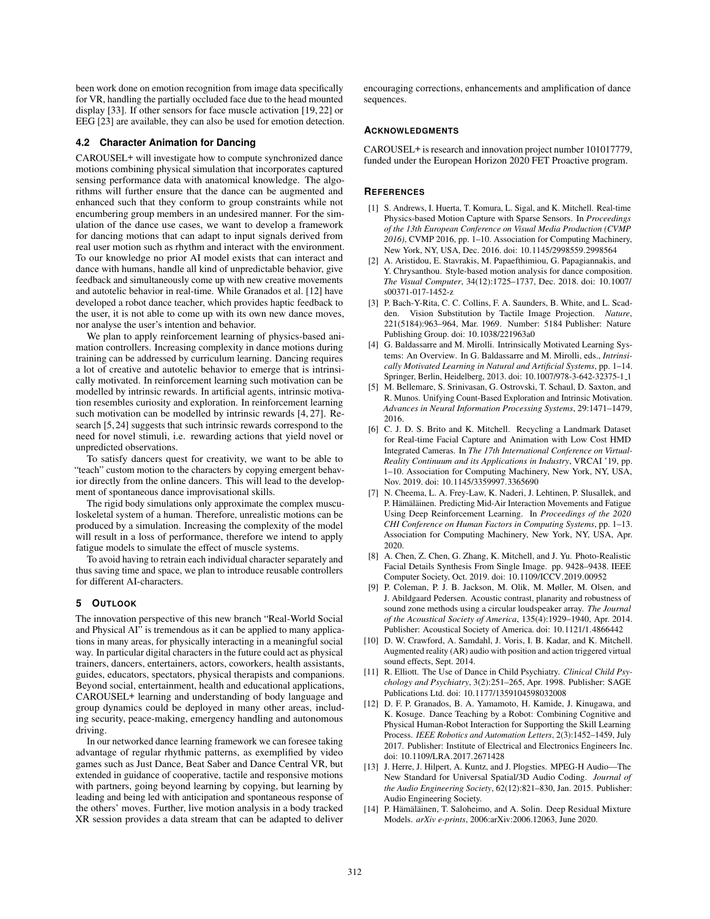been work done on emotion recognition from image data specifically for VR, handling the partially occluded face due to the head mounted display [33]. If other sensors for face muscle activation [19, 22] or EEG [23] are available, they can also be used for emotion detection.

### 4.2 Character Animation for Dancing

CAROUSEL+ will investigate how to compute synchronized dance motions combining physical simulation that incorporates captured sensing performance data with anatomical knowledge. The algorithms will further ensure that the dance can be augmented and enhanced such that they conform to group constraints while not encumbering group members in an undesired manner. For the simulation of the dance use cases, we want to develop a framework for dancing motions that can adapt to input signals derived from real user motion such as rhythm and interact with the environment. To our knowledge no prior AI model exists that can interact and dance with humans, handle all kind of unpredictable behavior, give feedback and simultaneously come up with new creative movements and autotelic behavior in real-time. While Granados et al. [12] have developed a robot dance teacher, which provides haptic feedback to the user, it is not able to come up with its own new dance moves, nor analyse the user's intention and behavior.

We plan to apply reinforcement learning of physics-based animation controllers. Increasing complexity in dance motions during training can be addressed by curriculum learning. Dancing requires a lot of creative and autotelic behavior to emerge that is intrinsically motivated. In reinforcement learning such motivation can be modelled by intrinsic rewards. In artificial agents, intrinsic motivation resembles curiosity and exploration. In reinforcement learning such motivation can be modelled by intrinsic rewards [4, 27]. Research [5, 24] suggests that such intrinsic rewards correspond to the need for novel stimuli, i.e. rewarding actions that yield novel or unpredicted observations.

To satisfy dancers quest for creativity, we want to be able to "teach" custom motion to the characters by copying emergent behavior directly from the online dancers. This will lead to the development of spontaneous dance improvisational skills.

The rigid body simulations only approximate the complex musculoskeletal system of a human. Therefore, unrealistic motions can be produced by a simulation. Increasing the complexity of the model will result in a loss of performance, therefore we intend to apply fatigue models to simulate the effect of muscle systems.

To avoid having to retrain each individual character separately and thus saving time and space, we plan to introduce reusable controllers for different AI-characters.

## 5 Outlook

The innovation perspective of this new branch "Real-World Social and Physical AI" is tremendous as it can be applied to many applications in many areas, for physically interacting in a meaningful social way. In particular digital characters in the future could act as physical trainers, dancers, entertainers, actors, coworkers, health assistants, guides, educators, spectators, physical therapists and companions. Beyond social, entertainment, health and educational applications, CAROUSEL+ learning and understanding of body language and group dynamics could be deployed in many other areas, including security, peace-making, emergency handling and autonomous driving.

In our networked dance learning framework we can foresee taking advantage of regular rhythmic patterns, as exemplified by video games such as Just Dance, Beat Saber and Dance Central VR, but extended in guidance of cooperative, tactile and responsive motions with partners, going beyond learning by copying, but learning by leading and being led with anticipation and spontaneous response of the others' moves. Further, live motion analysis in a body tracked XR session provides a data stream that can be adapted to deliver encouraging corrections, enhancements and amplification of dance sequences.

## Acknowledgments

CAROUSEL+ is research and innovation project number 101017779, funded under the European Horizon 2020 FET Proactive program.

## References

[1] S. Andrews, I. Huerta, T. Komura, L. Sigal, and K. Mitchell. Real-time Physics-based Motion Capture with Sparse Sensors. In *Proceedings of the 13th European Conference on Visual Media Production (CVMP 2016)*, CVMP 2016, pp. 1–10. Association for Computing Machinery, New York, NY, USA, Dec. 2016. doi: 10.1145/2998559.2998564

[2] A. Aristidou, E. Stavrakis, M. Papaefthimiou, G. Papagiannakis, and Y. Chrysanthou. Style-based motion analysis for dance composition. *The Visual Computer*, 34(12):1725–1737, Dec. 2018. doi: 10.1007/s00371-017-1452-z

[3] P. Bach-Y-Rita, C. C. Collins, F. A. Saunders, B. White, and L. Scadden. Vision Substitution by Tactile Image Projection. *Nature*, 221(5184):963–964, Mar. 1969. Number: 5184 Publisher: Nature Publishing Group. doi: 10.1038/221963a0

[4] G. Baldassarre and M. Mirolli. Intrinsically Motivated Learning Systems: An Overview. In G. Baldassarre and M. Mirolli, eds., *Intrinsically Motivated Learning in Natural and Artificial Systems*, pp. 1–14. Springer, Berlin, Heidelberg, 2013. doi: 10.1007/978-3-642-32375-1_1

[5] M. Bellemare, S. Srinivasan, G. Ostrovski, T. Schaul, D. Saxton, and R. Munos. Unifying Count-Based Exploration and Intrinsic Motivation. *Advances in Neural Information Processing Systems*, 29:1471–1479, 2016.

[6] C. J. D. S. Brito and K. Mitchell. Recycling a Landmark Dataset for Real-time Facial Capture and Animation with Low Cost HMD Integrated Cameras. In *The 17th International Conference on Virtual-Reality Continuum and its Applications in Industry*, VRCAI '19, pp. 1–10. Association for Computing Machinery, New York, NY, USA, Nov. 2019. doi: 10.1145/3359997.3365690

[7] N. Cheema, L. A. Frey-Law, K. Naderi, J. Lehtinen, P. Slusallek, and P. Hämäläinen. Predicting Mid-Air Interaction Movements and Fatigue Using Deep Reinforcement Learning. In *Proceedings of the 2020 CHI Conference on Human Factors in Computing Systems*, pp. 1–13. Association for Computing Machinery, New York, NY, USA, Apr. 2020.

[8] A. Chen, Z. Chen, G. Zhang, K. Mitchell, and J. Yu. Photo-Realistic Facial Details Synthesis From Single Image. pp. 9428–9438. IEEE Computer Society, Oct. 2019. doi: 10.1109/ICCV.2019.00952

[9] P. Coleman, P. J. B. Jackson, M. Olik, M. Møller, M. Olsen, and J. Abildgaard Pedersen. Acoustic contrast, planarity and robustness of sound zone methods using a circular loudspeaker array. *The Journal of the Acoustical Society of America*, 135(4):1929–1940, Apr. 2014. Publisher: Acoustical Society of America. doi: 10.1121/1.4866442

[10] D. W. Crawford, A. Samdahl, J. Voris, I. B. Kadar, and K. Mitchell. Augmented reality (AR) audio with position and action triggered virtual sound effects, Sept. 2014.

[11] R. Elliott. The Use of Dance in Child Psychiatry. *Clinical Child Psychology and Psychiatry*, 3(2):251–265, Apr. 1998. Publisher: SAGE Publications Ltd. doi: 10.1177/1359104598032008

[12] D. F. P. Granados, B. A. Yamamoto, H. Kamide, J. Kinugawa, and K. Kosuge. Dance Teaching by a Robot: Combining Cognitive and Physical Human-Robot Interaction for Supporting the Skill Learning Process. *IEEE Robotics and Automation Letters*, 2(3):1452–1459, July 2017. Publisher: Institute of Electrical and Electronics Engineers Inc. doi: 10.1109/LRA.2017.2671428

[13] J. Herre, J. Hilpert, A. Kuntz, and J. Plogsties. MPEG-H Audio—The New Standard for Universal Spatial/3D Audio Coding. *Journal of the Audio Engineering Society*, 62(12):821–830, Jan. 2015. Publisher: Audio Engineering Society.

[14] P. Hämäläinen, T. Saloheimo, and A. Solin. Deep Residual Mixture Models. *arXiv e-prints*, 2006:arXiv:2006.12063, June 2020.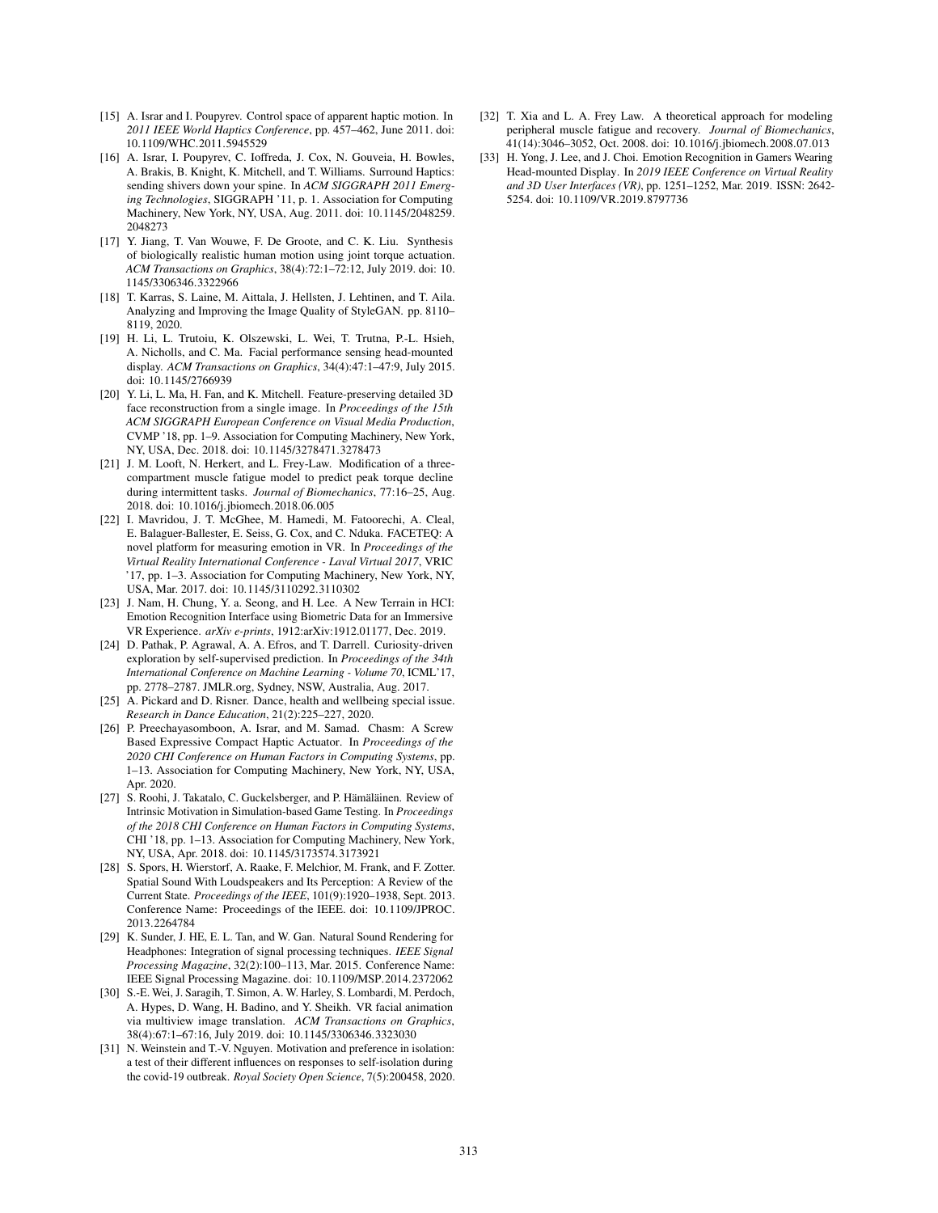[15] A. Israr and I. Poupyrev. Control space of apparent haptic motion. In *2011 IEEE World Haptics Conference*, pp. 457–462, June 2011. doi: 10.1109/WHC.2011.5945529

[16] A. Israr, I. Poupyrev, C. Ioffreda, J. Cox, N. Gouveia, H. Bowles, A. Brakis, B. Knight, K. Mitchell, and T. Williams. Surround Haptics: sending shivers down your spine. In *ACM SIGGRAPH 2011 Emerging Technologies*, SIGGRAPH '11, p. 1. Association for Computing Machinery, New York, NY, USA, Aug. 2011. doi: 10.1145/2048259.2048273

[17] Y. Jiang, T. Van Wouwe, F. De Groote, and C. K. Liu. Synthesis of biologically realistic human motion using joint torque actuation. *ACM Transactions on Graphics*, 38(4):72:1–72:12, July 2019. doi: 10.1145/3306346.3322966

[18] T. Karras, S. Laine, M. Aittala, J. Hellsten, J. Lehtinen, and T. Aila. Analyzing and Improving the Image Quality of StyleGAN. pp. 8110–8119, 2020.

[19] H. Li, L. Trutoiu, K. Olszewski, L. Wei, T. Trutna, P.-L. Hsieh, A. Nicholls, and C. Ma. Facial performance sensing head-mounted display. *ACM Transactions on Graphics*, 34(4):47:1–47:9, July 2015. doi: 10.1145/2766939

[20] Y. Li, L. Ma, H. Fan, and K. Mitchell. Feature-preserving detailed 3D face reconstruction from a single image. In *Proceedings of the 15th ACM SIGGRAPH European Conference on Visual Media Production*, CVMP '18, pp. 1–9. Association for Computing Machinery, New York, NY, USA, Dec. 2018. doi: 10.1145/3278471.3278473

[21] J. M. Looft, N. Herkert, and L. Frey-Law. Modification of a three-compartment muscle fatigue model to predict peak torque decline during intermittent tasks. *Journal of Biomechanics*, 77:16–25, Aug. 2018. doi: 10.1016/j.jbiomech.2018.06.005

[22] I. Mavridou, J. T. McGhee, M. Hamedi, M. Fatoorechi, A. Cleal, E. Balaguer-Ballester, E. Seiss, G. Cox, and C. Nduka. FACETEQ: A novel platform for measuring emotion in VR. In *Proceedings of the Virtual Reality International Conference - Laval Virtual 2017*, VRIC '17, pp. 1–3. Association for Computing Machinery, New York, NY, USA, Mar. 2017. doi: 10.1145/3110292.3110302

[23] J. Nam, H. Chung, Y. a. Seong, and H. Lee. A New Terrain in HCI: Emotion Recognition Interface using Biometric Data for an Immersive VR Experience. *arXiv e-prints*, 1912:arXiv:1912.01177, Dec. 2019.

[24] D. Pathak, P. Agrawal, A. A. Efros, and T. Darrell. Curiosity-driven exploration by self-supervised prediction. In *Proceedings of the 34th International Conference on Machine Learning - Volume 70*, ICML'17, pp. 2778–2787. JMLR.org, Sydney, NSW, Australia, Aug. 2017.

[25] A. Pickard and D. Risner. Dance, health and wellbeing special issue. *Research in Dance Education*, 21(2):225–227, 2020.

[26] P. Preechayasomboon, A. Israr, and M. Samad. Chasm: A Screw Based Expressive Compact Haptic Actuator. In *Proceedings of the 2020 CHI Conference on Human Factors in Computing Systems*, pp. 1–13. Association for Computing Machinery, New York, NY, USA, Apr. 2020.

[27] S. Roohi, J. Takatalo, C. Guckelsberger, and P. Hämäläinen. Review of Intrinsic Motivation in Simulation-based Game Testing. In *Proceedings of the 2018 CHI Conference on Human Factors in Computing Systems*, CHI '18, pp. 1–13. Association for Computing Machinery, New York, NY, USA, Apr. 2018. doi: 10.1145/3173574.3173921

[28] S. Spors, H. Wierstorf, A. Raake, F. Melchior, M. Frank, and F. Zotter. Spatial Sound With Loudspeakers and Its Perception: A Review of the Current State. *Proceedings of the IEEE*, 101(9):1920–1938, Sept. 2013. Conference Name: Proceedings of the IEEE. doi: 10.1109/JPROC.2013.2264784

[29] K. Sunder, J. HE, E. L. Tan, and W. Gan. Natural Sound Rendering for Headphones: Integration of signal processing techniques. *IEEE Signal Processing Magazine*, 32(2):100–113, Mar. 2015. Conference Name: IEEE Signal Processing Magazine. doi: 10.1109/MSP.2014.2372062

[30] S.-E. Wei, J. Saragih, T. Simon, A. W. Harley, S. Lombardi, M. Perdoch, A. Hypes, D. Wang, H. Badino, and Y. Sheikh. VR facial animation via multiview image translation. *ACM Transactions on Graphics*, 38(4):67:1–67:16, July 2019. doi: 10.1145/3306346.3323030

[31] N. Weinstein and T.-V. Nguyen. Motivation and preference in isolation: a test of their different influences on responses to self-isolation during the covid-19 outbreak. *Royal Society Open Science*, 7(5):200458, 2020.

[32] T. Xia and L. A. Frey Law. A theoretical approach for modeling peripheral muscle fatigue and recovery. *Journal of Biomechanics*, 41(14):3046–3052, Oct. 2008. doi: 10.1016/j.jbiomech.2008.07.013

[33] H. Yong, J. Lee, and J. Choi. Emotion Recognition in Gamers Wearing Head-mounted Display. In *2019 IEEE Conference on Virtual Reality and 3D User Interfaces (VR)*, pp. 1251–1252, Mar. 2019. ISSN: 2642-5254. doi: 10.1109/VR.2019.8797736